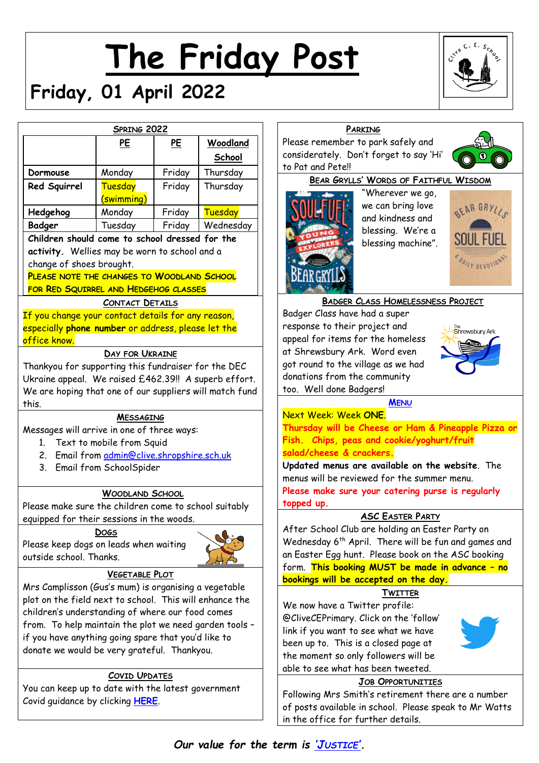# The Friday Post

## Friday, 01 April 2022

### SPRING 2022

| | PE | PE | Woodland School |
|---|---|---|---|
| **Dormouse** | Monday | Friday | Thursday |
| **Red Squirrel** | Tuesday (swimming) | Friday | Thursday |
| **Hedgehog** | Monday | Friday | Tuesday |
| **Badger** | Tuesday | Friday | Wednesday |

**Children should come to school dressed for the activity.** Wellies may be worn to school and a change of shoes brought.

**PLEASE NOTE THE CHANGES TO WOODLAND SCHOOL FOR RED SQUIRREL AND HEDGEHOG CLASSES**

### CONTACT DETAILS

If you change your contact details for any reason, especially **phone number** or address, please let the office know.

### DAY FOR UKRAINE

Thankyou for supporting this fundraiser for the DEC Ukraine appeal. We raised £462.39!! A superb effort. We are hoping that one of our suppliers will match fund this.

### MESSAGING

Messages will arrive in one of three ways:

1. Text to mobile from Squid
2. Email from admin@clive.shropshire.sch.uk
3. Email from SchoolSpider

### WOODLAND SCHOOL

Please make sure the children come to school suitably equipped for their sessions in the woods.

### DOGS

Please keep dogs on leads when waiting outside school. Thanks.

### VEGETABLE PLOT

Mrs Camplisson (Gus's mum) is organising a vegetable plot on the field next to school. This will enhance the children's understanding of where our food comes from. To help maintain the plot we need garden tools – if you have anything going spare that you'd like to donate we would be very grateful. Thankyou.

### COVID UPDATES

You can keep up to date with the latest government Covid guidance by clicking **HERE**.

### PARKING

Please remember to park safely and considerately. Don't forget to say 'Hi' to Pat and Pete!!

### BEAR GRYLLS' WORDS OF FAITHFUL WISDOM

"Wherever we go, we can bring love and kindness and blessing. We're a blessing machine".

### BADGER CLASS HOMELESSNESS PROJECT

Badger Class have had a super response to their project and appeal for items for the homeless at Shrewsbury Ark. Word even got round to the village as we had donations from the community too. Well done Badgers!

### MENU

Next Week: Week **ONE**.

**Thursday will be Cheese or Ham & Pineapple Pizza or Fish. Chips, peas and cookie/yoghurt/fruit salad/cheese & crackers.**

**Updated menus are available on the website**. The menus will be reviewed for the summer menu.

**Please make sure your catering purse is regularly topped up.**

### ASC EASTER PARTY

After School Club are holding an Easter Party on Wednesday 6th April. There will be fun and games and an Easter Egg hunt. Please book on the ASC booking form. **This booking MUST be made in advance – no bookings will be accepted on the day.**

### TWITTER

We now have a Twitter profile: @CliveCEPrimary. Click on the 'follow' link if you want to see what we have been up to. This is a closed page at the moment so only followers will be able to see what has been tweeted.

### JOB OPPORTUNITIES

Following Mrs Smith's retirement there are a number of posts available in school. Please speak to Mr Watts in the office for further details.

***Our value for the term is 'JUSTICE'.***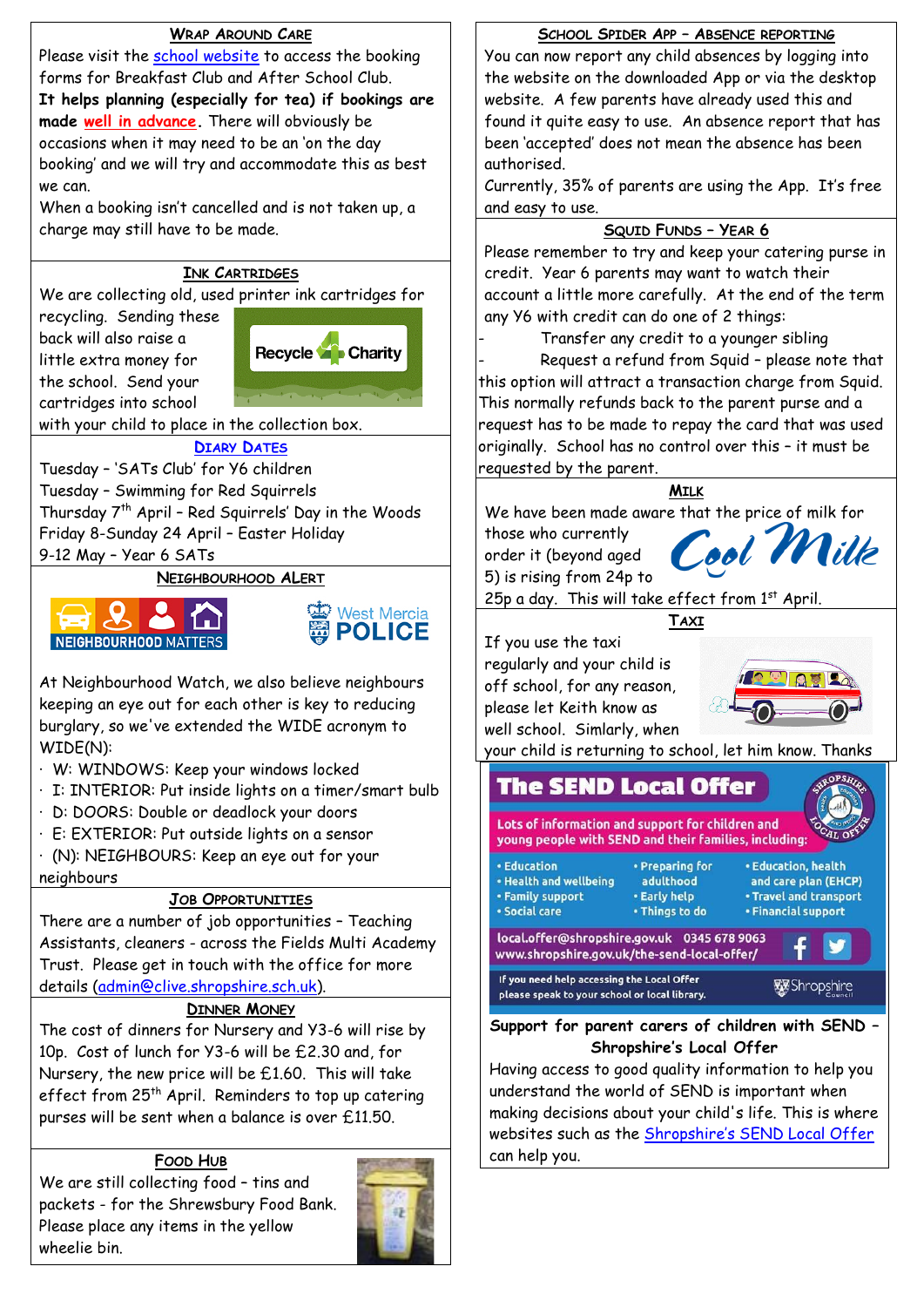## Wrap Around Care

Please visit the school website to access the booking forms for Breakfast Club and After School Club.

**It helps planning (especially for tea) if bookings are made well in advance.** There will obviously be occasions when it may need to be an 'on the day booking' and we will try and accommodate this as best we can.

When a booking isn't cancelled and is not taken up, a charge may still have to be made.

## Ink Cartridges

We are collecting old, used printer ink cartridges for recycling. Sending these back will also raise a little extra money for the school. Send your cartridges into school with your child to place in the collection box.

Recycle 4 Charity

## Diary Dates

Tuesday – 'SATs Club' for Y6 children
Tuesday – Swimming for Red Squirrels
Thursday 7th April – Red Squirrels' Day in the Woods
Friday 8-Sunday 24 April – Easter Holiday
9-12 May – Year 6 SATs

## Neighbourhood Alert

NEIGHBOURHOOD MATTERS

West Mercia POLICE

At Neighbourhood Watch, we also believe neighbours keeping an eye out for each other is key to reducing burglary, so we've extended the WIDE acronym to WIDE(N):

- W: WINDOWS: Keep your windows locked
- I: INTERIOR: Put inside lights on a timer/smart bulb
- D: DOORS: Double or deadlock your doors
- E: EXTERIOR: Put outside lights on a sensor
- (N): NEIGHBOURS: Keep an eye out for your neighbours

## Job Opportunities

There are a number of job opportunities – Teaching Assistants, cleaners - across the Fields Multi Academy Trust. Please get in touch with the office for more details (admin@clive.shropshire.sch.uk).

## Dinner Money

The cost of dinners for Nursery and Y3-6 will rise by 10p. Cost of lunch for Y3-6 will be £2.30 and, for Nursery, the new price will be £1.60. This will take effect from 25th April. Reminders to top up catering purses will be sent when a balance is over £11.50.

## Food Hub

We are still collecting food – tins and packets - for the Shrewsbury Food Bank. Please place any items in the yellow wheelie bin.

## School Spider App – Absence Reporting

You can now report any child absences by logging into the website on the downloaded App or via the desktop website. A few parents have already used this and found it quite easy to use. An absence report that has been 'accepted' does not mean the absence has been authorised.

Currently, 35% of parents are using the App. It's free and easy to use.

## Squid Funds – Year 6

Please remember to try and keep your catering purse in credit. Year 6 parents may want to watch their account a little more carefully. At the end of the term any Y6 with credit can do one of 2 things:

- Transfer any credit to a younger sibling
- Request a refund from Squid – please note that this option will attract a transaction charge from Squid. This normally refunds back to the parent purse and a request has to be made to repay the card that was used originally. School has no control over this – it must be requested by the parent.

## Milk

We have been made aware that the price of milk for those who currently order it (beyond aged 5) is rising from 24p to 25p a day. This will take effect from 1st April.

Cool Milk

## Taxi

If you use the taxi regularly and your child is off school, for any reason, please let Keith know as well school. Simlarly, when your child is returning to school, let him know. Thanks

## The SEND Local Offer

Lots of information and support for children and young people with SEND and their families, including:

- Education
- Health and wellbeing
- Family support
- Social care
- Preparing for adulthood
- Early help
- Things to do
- Education, health and care plan (EHCP)
- Travel and transport
- Financial support

local.offer@shropshire.gov.uk 0345 678 9063
www.shropshire.gov.uk/the-send-local-offer/

If you need help accessing the Local Offer please speak to your school or local library.

Shropshire Council

**Support for parent carers of children with SEND – Shropshire's Local Offer**

Having access to good quality information to help you understand the world of SEND is important when making decisions about your child's life. This is where websites such as the Shropshire's SEND Local Offer can help you.